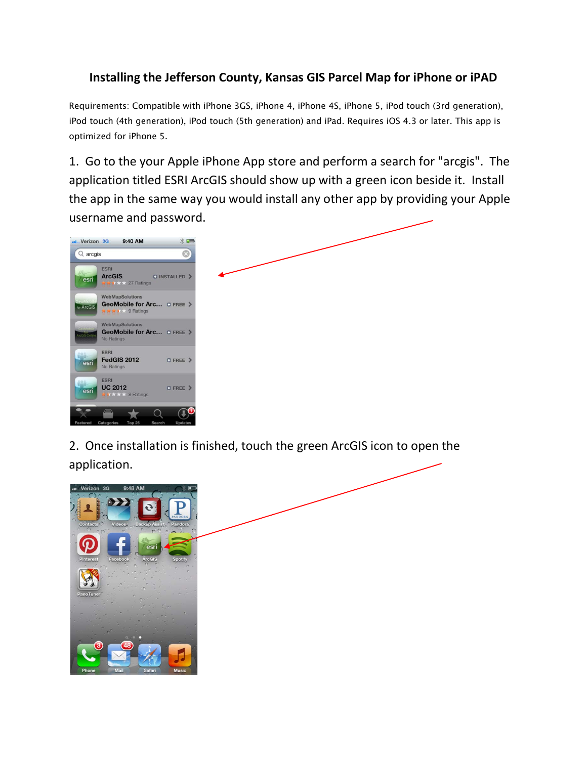# Installing the Jefferson County, Kansas GIS Parcel Map for iPhone or iPAD

Requirements: Compatible with iPhone 3GS, iPhone 4, iPhone 4S, iPhone 5, iPod touch (3rd generation), iPod touch (4th generation), iPod touch (5th generation) and iPad. Requires iOS 4.3 or later. This app is optimized for iPhone 5.

1. Go to the your Apple iPhone App store and perform a search for "arcgis". The application titled ESRI ArcGIS should show up with a green icon beside it. Install the app in the same way you would install any other app by providing your Apple username and password.

2. Once installation is finished, touch the green ArcGIS icon to open the application.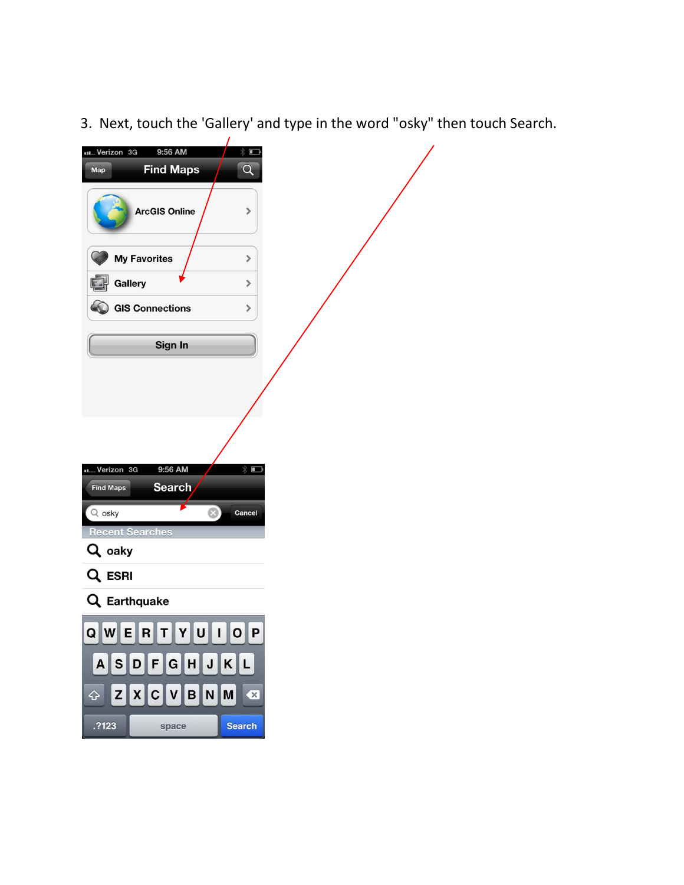3. Next, touch the 'Gallery' and type in the word "osky" then touch Search.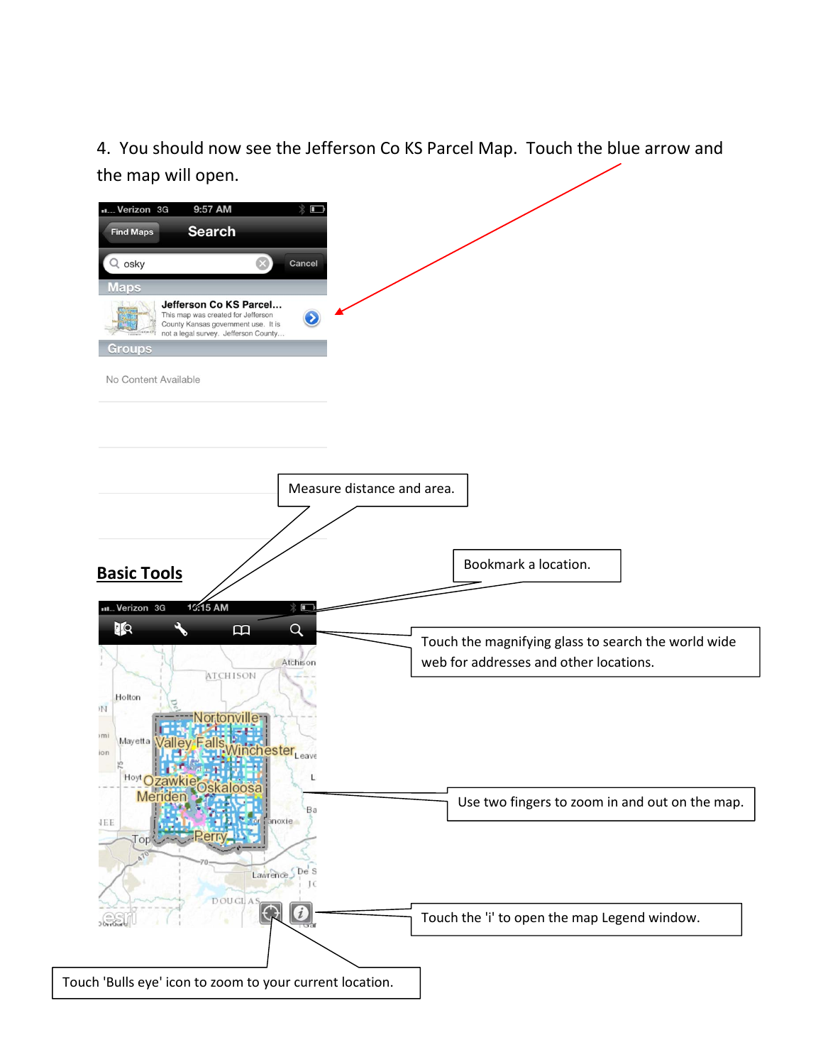4. You should now see the Jefferson Co KS Parcel Map. Touch the blue arrow and the map will open.

## Basic Tools

Measure distance and area.

Bookmark a location.

Touch the magnifying glass to search the world wide web for addresses and other locations.

Use two fingers to zoom in and out on the map.

Touch the 'i' to open the map Legend window.

Touch 'Bulls eye' icon to zoom to your current location.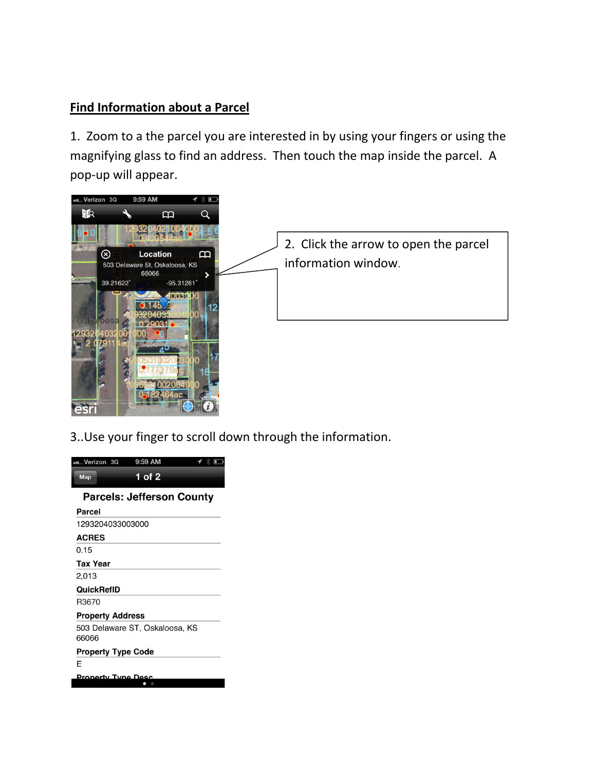## Find Information about a Parcel

1. Zoom to a the parcel you are interested in by using your fingers or using the magnifying glass to find an address. Then touch the map inside the parcel. A pop-up will appear.

2. Click the arrow to open the parcel information window.

3..Use your finger to scroll down through the information.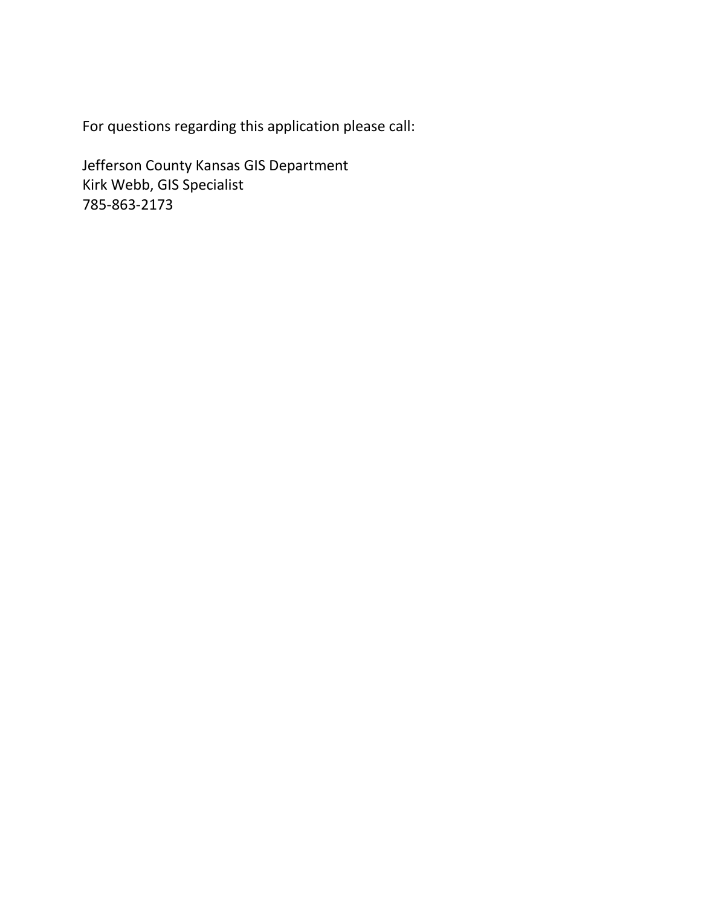For questions regarding this application please call:

Jefferson County Kansas GIS Department
Kirk Webb, GIS Specialist
785-863-2173